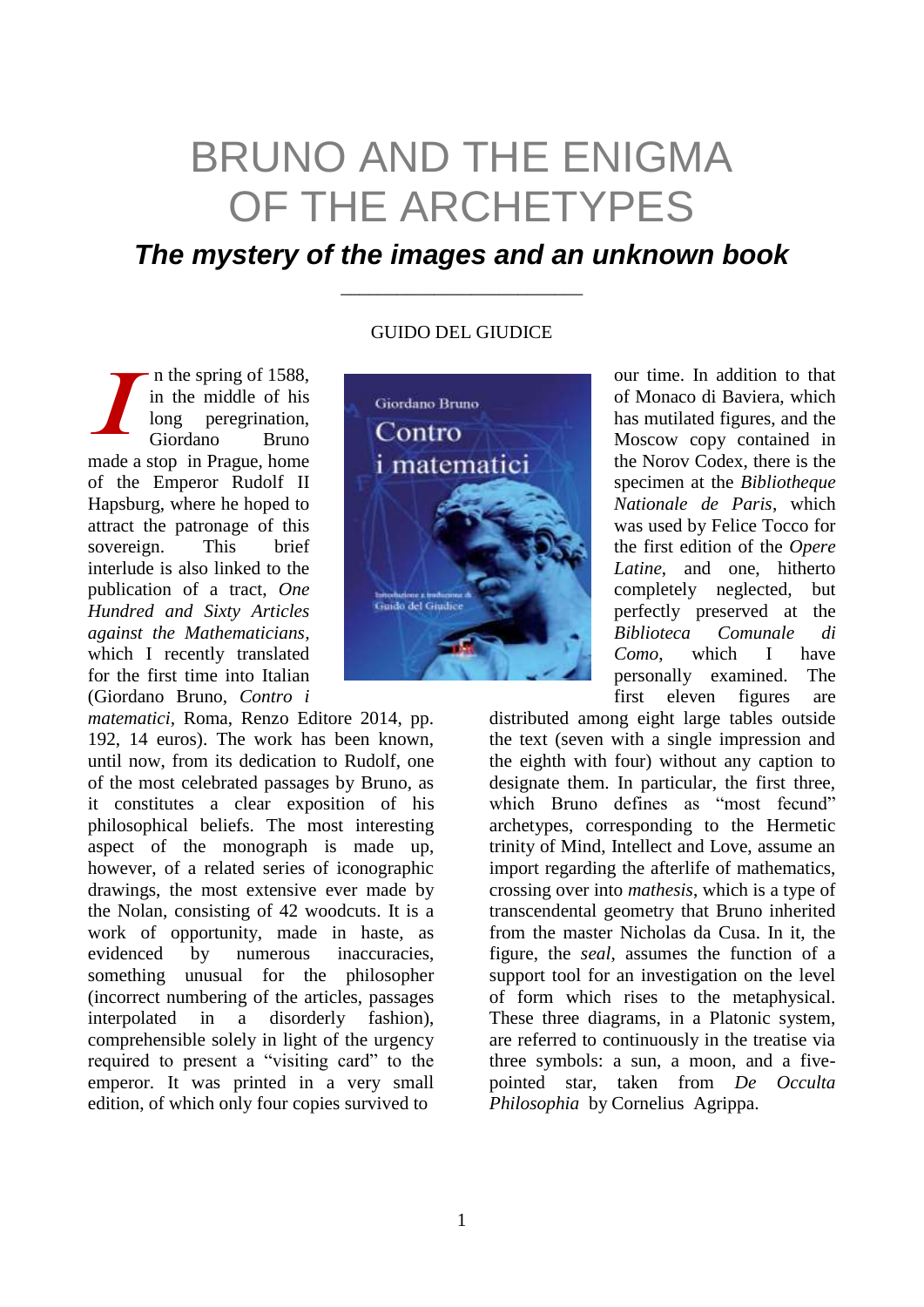# BRUNO AND THE ENIGMA OF THE ARCHETYPES

## *The mystery of the images and an unknown book*

GUIDO DEL GIUDICE

In the spring of 1588, in the middle of his long peregrination, Giordano Bruno made a stop in Prague, home of the Emperor Rudolf II Hapsburg, where he hoped to attract the patronage of this sovereign. This brief interlude is also linked to the publication of a tract, *One Hundred and Sixty Articles against the Mathematicians*, which I recently translated for the first time into Italian (Giordano Bruno, *Contro i matematici*, Roma, Renzo Editore 2014, pp. 192, 14 euros). The work has been known, until now, from its dedication to Rudolf, one of the most celebrated passages by Bruno, as it constitutes a clear exposition of his philosophical beliefs. The most interesting aspect of the monograph is made up, however, of a related series of iconographic drawings, the most extensive ever made by the Nolan, consisting of 42 woodcuts. It is a work of opportunity, made in haste, as evidenced by numerous inaccuracies, something unusual for the philosopher (incorrect numbering of the articles, passages interpolated in a disorderly fashion), comprehensible solely in light of the urgency required to present a "visiting card" to the emperor. It was printed in a very small edition, of which only four copies survived to our time. In addition to that of Monaco di Baviera, which has mutilated figures, and the Moscow copy contained in the Norov Codex, there is the specimen at the *Bibliotheque Nationale de Paris*, which was used by Felice Tocco for the first edition of the *Opere Latine*, and one, hitherto completely neglected, but perfectly preserved at the *Biblioteca Comunale di Como*, which I have personally examined. The first eleven figures are distributed among eight large tables outside the text (seven with a single impression and the eighth with four) without any caption to designate them. In particular, the first three, which Bruno defines as "most fecund" archetypes, corresponding to the Hermetic trinity of Mind, Intellect and Love, assume an import regarding the afterlife of mathematics, crossing over into *mathesis*, which is a type of transcendental geometry that Bruno inherited from the master Nicholas da Cusa. In it, the figure, the *seal*, assumes the function of a support tool for an investigation on the level of form which rises to the metaphysical. These three diagrams, in a Platonic system, are referred to continuously in the treatise via three symbols: a sun, a moon, and a five-pointed star, taken from *De Occulta Philosophia* by Cornelius Agrippa.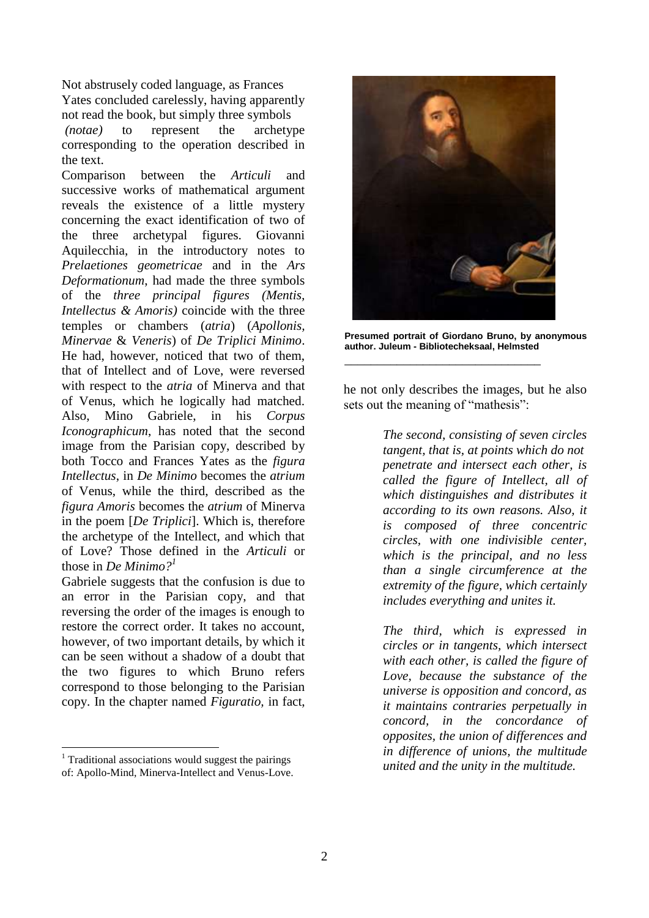Not abstrusely coded language, as Frances Yates concluded carelessly, having apparently not read the book, but simply three symbols *(notae)* to represent the archetype corresponding to the operation described in the text.

Comparison between the *Articuli* and successive works of mathematical argument reveals the existence of a little mystery concerning the exact identification of two of the three archetypal figures. Giovanni Aquilecchia, in the introductory notes to *Prelaetiones geometricae* and in the *Ars Deformationum*, had made the three symbols of the *three principal figures (Mentis, Intellectus & Amoris)* coincide with the three temples or chambers (*atria*) (*Apollonis, Minervae* & *Veneris*) of *De Triplici Minimo*. He had, however, noticed that two of them, that of Intellect and of Love, were reversed with respect to the *atria* of Minerva and that of Venus, which he logically had matched. Also, Mino Gabriele, in his *Corpus Iconographicum*, has noted that the second image from the Parisian copy, described by both Tocco and Frances Yates as the *figura Intellectus*, in *De Minimo* becomes the *atrium* of Venus, while the third, described as the *figura Amoris* becomes the *atrium* of Minerva in the poem [*De Triplici*]. Which is, therefore the archetype of the Intellect, and which that of Love? Those defined in the *Articuli* or those in *De Minimo?*[1]

Gabriele suggests that the confusion is due to an error in the Parisian copy, and that reversing the order of the images is enough to restore the correct order. It takes no account, however, of two important details, by which it can be seen without a shadow of a doubt that the two figures to which Bruno refers correspond to those belonging to the Parisian copy. In the chapter named *Figuratio*, in fact,

**Presumed portrait of Giordano Bruno, by anonymous author. Juleum - Bibliotecheksaal, Helmsted**

he not only describes the images, but he also sets out the meaning of "mathesis":

> *The second, consisting of seven circles tangent, that is, at points which do not penetrate and intersect each other, is called the figure of Intellect, all of which distinguishes and distributes it according to its own reasons. Also, it is composed of three concentric circles, with one indivisible center, which is the principal, and no less than a single circumference at the extremity of the figure, which certainly includes everything and unites it.*

> *The third, which is expressed in circles or in tangents, which intersect with each other, is called the figure of Love, because the substance of the universe is opposition and concord, as it maintains contraries perpetually in concord, in the concordance of opposites, the union of differences and in difference of unions, the multitude united and the unity in the multitude.*

---

[1] Traditional associations would suggest the pairings of: Apollo-Mind, Minerva-Intellect and Venus-Love.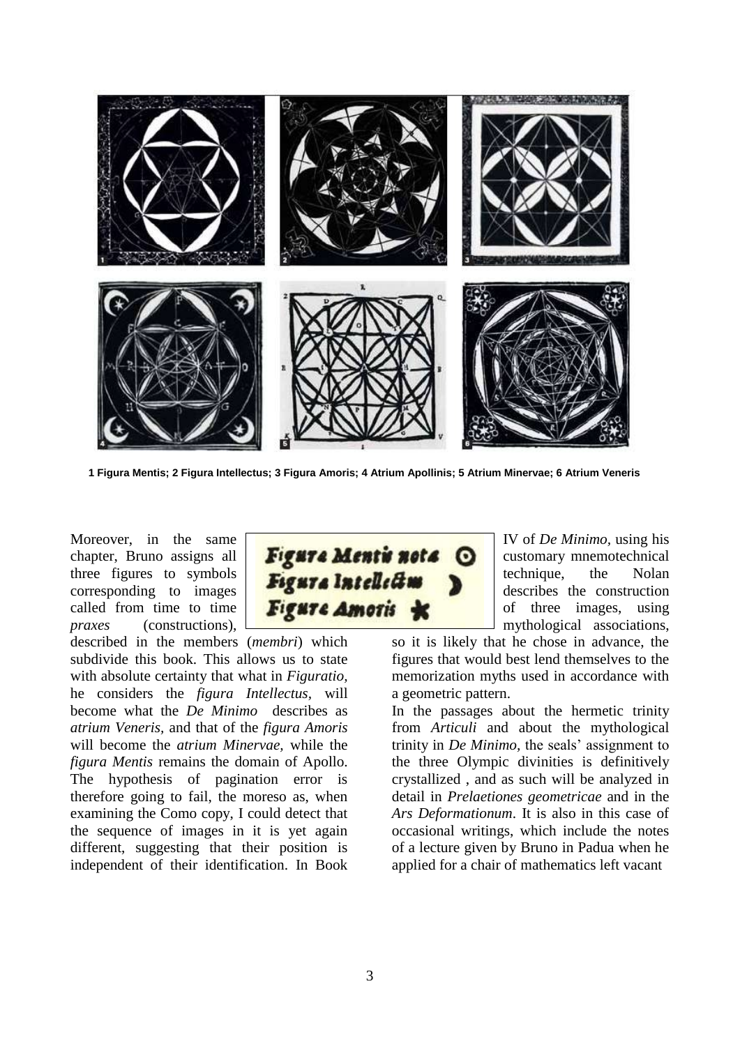**1 Figura Mentis; 2 Figura Intellectus; 3 Figura Amoris; 4 Atrium Apollinis; 5 Atrium Minervae; 6 Atrium Veneris**

Moreover, in the same chapter, Bruno assigns all three figures to symbols corresponding to images called from time to time *praxes* (constructions), described in the members (*membri*) which subdivide this book. This allows us to state with absolute certainty that what in *Figuratio*, he considers the *figura Intellectus*, will become what the *De Minimo* describes as *atrium Veneris*, and that of the *figura Amoris* will become the *atrium Minervae*, while the *figura Mentis* remains the domain of Apollo. The hypothesis of pagination error is therefore going to fail, the moreso as, when examining the Como copy, I could detect that the sequence of images in it is yet again different, suggesting that their position is independent of their identification. In Book IV of *De Minimo*, using his customary mnemotechnical technique, the Nolan describes the construction of three images, using mythological associations, so it is likely that he chose in advance, the figures that would best lend themselves to the memorization myths used in accordance with a geometric pattern.

Figura Mentis nota ☉
Figura Intellectus ☽
Figura Amoris ✱

In the passages about the hermetic trinity from *Articuli* and about the mythological trinity in *De Minimo*, the seals' assignment to the three Olympic divinities is definitively crystallized , and as such will be analyzed in detail in *Prelaetiones geometricae* and in the *Ars Deformationum*. It is also in this case of occasional writings, which include the notes of a lecture given by Bruno in Padua when he applied for a chair of mathematics left vacant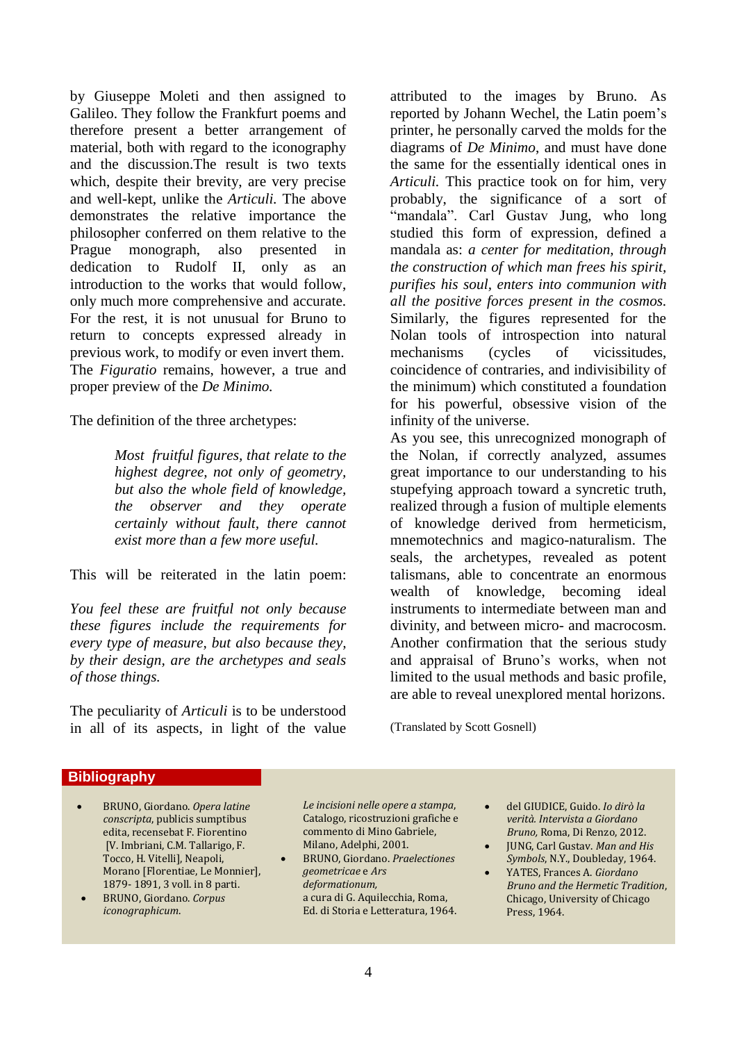by Giuseppe Moleti and then assigned to Galileo. They follow the Frankfurt poems and therefore present a better arrangement of material, both with regard to the iconography and the discussion.The result is two texts which, despite their brevity, are very precise and well-kept, unlike the *Articuli.* The above demonstrates the relative importance the philosopher conferred on them relative to the Prague monograph, also presented in dedication to Rudolf II, only as an introduction to the works that would follow, only much more comprehensive and accurate. For the rest, it is not unusual for Bruno to return to concepts expressed already in previous work, to modify or even invert them. The *Figuratio* remains, however, a true and proper preview of the *De Minimo.*

The definition of the three archetypes:

> *Most fruitful figures, that relate to the highest degree, not only of geometry, but also the whole field of knowledge, the observer and they operate certainly without fault, there cannot exist more than a few more useful.*

This will be reiterated in the latin poem:

*You feel these are fruitful not only because these figures include the requirements for every type of measure, but also because they, by their design, are the archetypes and seals of those things.*

The peculiarity of *Articuli* is to be understood in all of its aspects, in light of the value attributed to the images by Bruno. As reported by Johann Wechel, the Latin poem's printer, he personally carved the molds for the diagrams of *De Minimo*, and must have done the same for the essentially identical ones in *Articuli.* This practice took on for him, very probably, the significance of a sort of "mandala". Carl Gustav Jung, who long studied this form of expression, defined a mandala as: *a center for meditation, through the construction of which man frees his spirit, purifies his soul, enters into communion with all the positive forces present in the cosmos.* Similarly, the figures represented for the Nolan tools of introspection into natural mechanisms (cycles of vicissitudes, coincidence of contraries, and indivisibility of the minimum) which constituted a foundation for his powerful, obsessive vision of the infinity of the universe.

As you see, this unrecognized monograph of the Nolan, if correctly analyzed, assumes great importance to our understanding to his stupefying approach toward a syncretic truth, realized through a fusion of multiple elements of knowledge derived from hermeticism, mnemotechnics and magico-naturalism. The seals, the archetypes, revealed as potent talismans, able to concentrate an enormous wealth of knowledge, becoming ideal instruments to intermediate between man and divinity, and between micro- and macrocosm. Another confirmation that the serious study and appraisal of Bruno's works, when not limited to the usual methods and basic profile, are able to reveal unexplored mental horizons.

(Translated by Scott Gosnell)

## Bibliography

- BRUNO, Giordano. *Opera latine conscripta*, publicis sumptibus edita, recensebat F. Fiorentino [V. Imbriani, C.M. Tallarigo, F. Tocco, H. Vitelli], Neapoli, Morano [Florentiae, Le Monnier], 1879- 1891, 3 voll. in 8 parti.
- BRUNO, Giordano. *Corpus iconographicum. Le incisioni nelle opere a stampa*, Catalogo, ricostruzioni grafiche e commento di Mino Gabriele, Milano, Adelphi, 2001.
- BRUNO, Giordano. *Praelectiones geometricae* e *Ars deformationum*, a cura di G. Aquilecchia, Roma, Ed. di Storia e Letteratura, 1964.
- del GIUDICE, Guido. *Io dirò la verità. Intervista a Giordano Bruno*, Roma, Di Renzo, 2012.
- JUNG, Carl Gustav. *Man and His Symbols*, N.Y., Doubleday, 1964.
- YATES, Frances A. *Giordano Bruno and the Hermetic Tradition*, Chicago, University of Chicago Press, 1964.